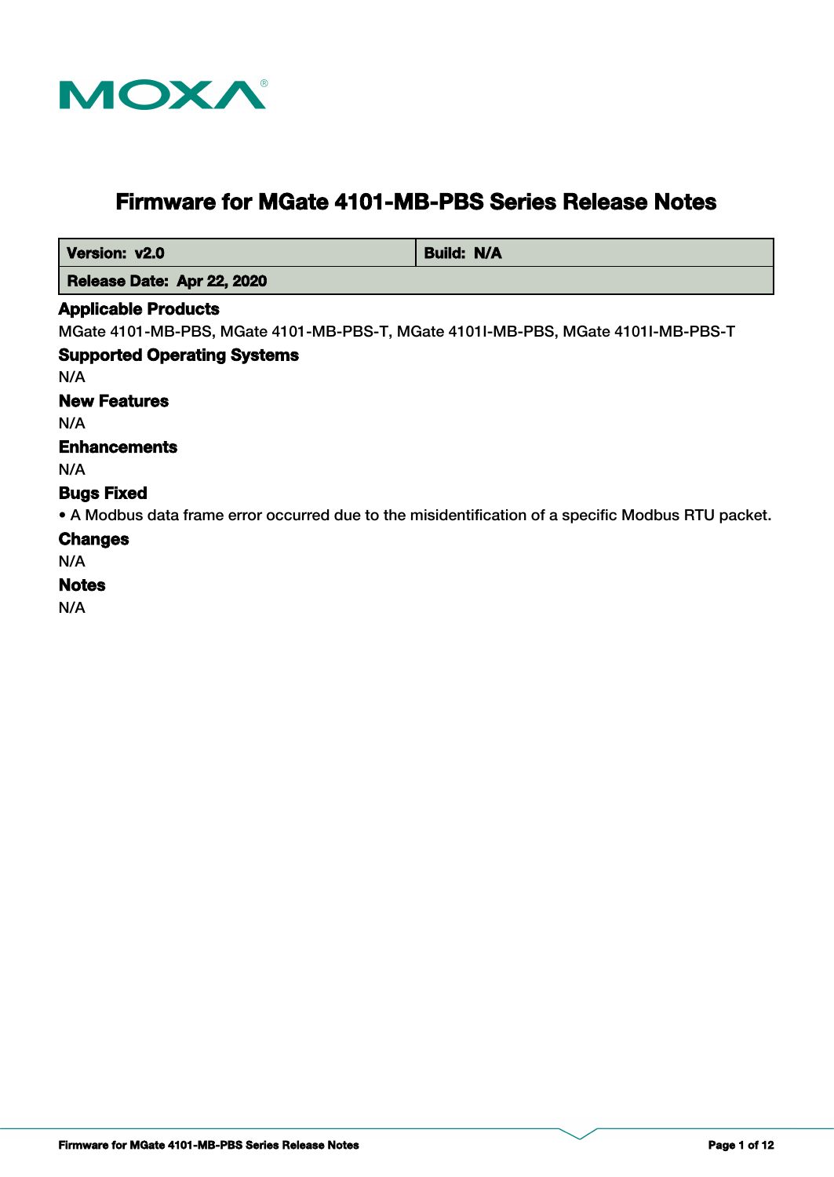# Firmware for MGate 4101-MB-PBS Series Release Notes

| Version: v2.0 | Build: N/A |
| --- | --- |
| Release Date: Apr 22, 2020 | |

### Applicable Products

MGate 4101-MB-PBS, MGate 4101-MB-PBS-T, MGate 4101I-MB-PBS, MGate 4101I-MB-PBS-T

### Supported Operating Systems

N/A

### New Features

N/A

### Enhancements

N/A

### Bugs Fixed

• A Modbus data frame error occurred due to the misidentification of a specific Modbus RTU packet.

### Changes

N/A

### Notes

N/A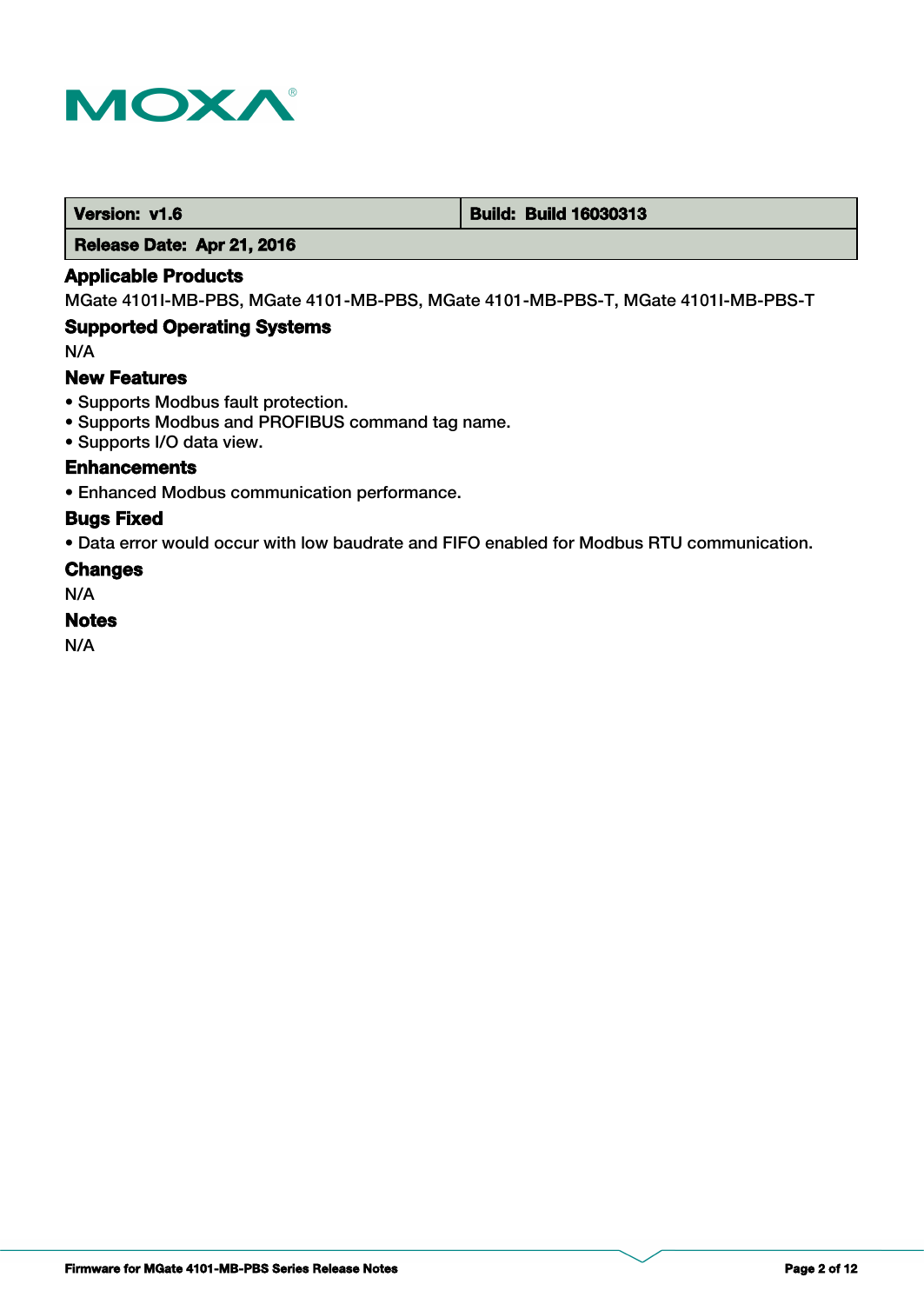| Version: v1.6 | Build: Build 16030313 |
| --- | --- |
| Release Date: Apr 21, 2016 | |

### Applicable Products

MGate 4101I-MB-PBS, MGate 4101-MB-PBS, MGate 4101-MB-PBS-T, MGate 4101I-MB-PBS-T

### Supported Operating Systems

N/A

### New Features

- Supports Modbus fault protection.
- Supports Modbus and PROFIBUS command tag name.
- Supports I/O data view.

### Enhancements

- Enhanced Modbus communication performance.

### Bugs Fixed

- Data error would occur with low baudrate and FIFO enabled for Modbus RTU communication.

### Changes

N/A

### Notes

N/A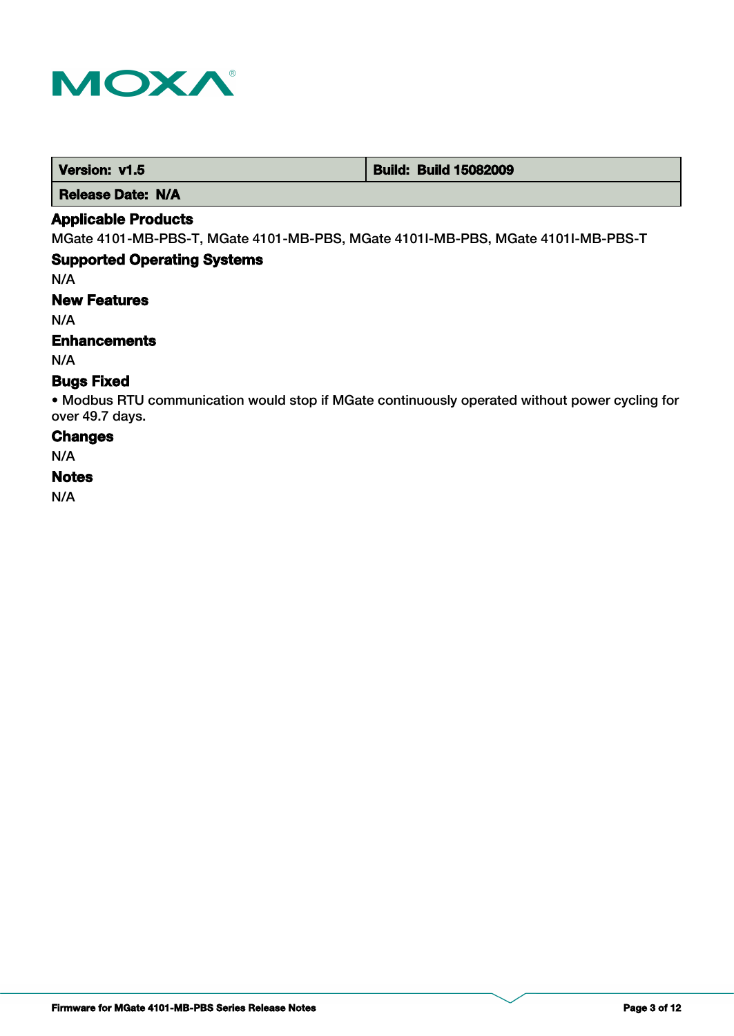| Version: v1.5 | Build: Build 15082009 |
| --- | --- |
| Release Date: N/A | |

### Applicable Products

MGate 4101-MB-PBS-T, MGate 4101-MB-PBS, MGate 4101I-MB-PBS, MGate 4101I-MB-PBS-T

### Supported Operating Systems

N/A

### New Features

N/A

### Enhancements

N/A

### Bugs Fixed

- Modbus RTU communication would stop if MGate continuously operated without power cycling for over 49.7 days.

### Changes

N/A

### Notes

N/A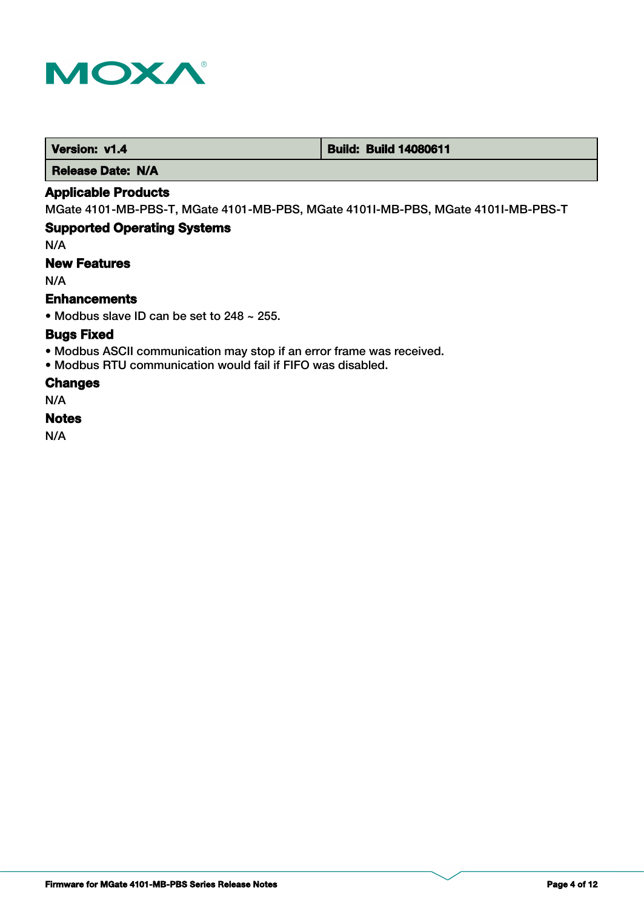| Version: v1.4 | Build: Build 14080611 |
| --- | --- |
| Release Date: N/A | |

### Applicable Products

MGate 4101-MB-PBS-T, MGate 4101-MB-PBS, MGate 4101I-MB-PBS, MGate 4101I-MB-PBS-T

### Supported Operating Systems

N/A

### New Features

N/A

### Enhancements

• Modbus slave ID can be set to 248 ~ 255.

### Bugs Fixed

• Modbus ASCII communication may stop if an error frame was received.
• Modbus RTU communication would fail if FIFO was disabled.

### Changes

N/A

### Notes

N/A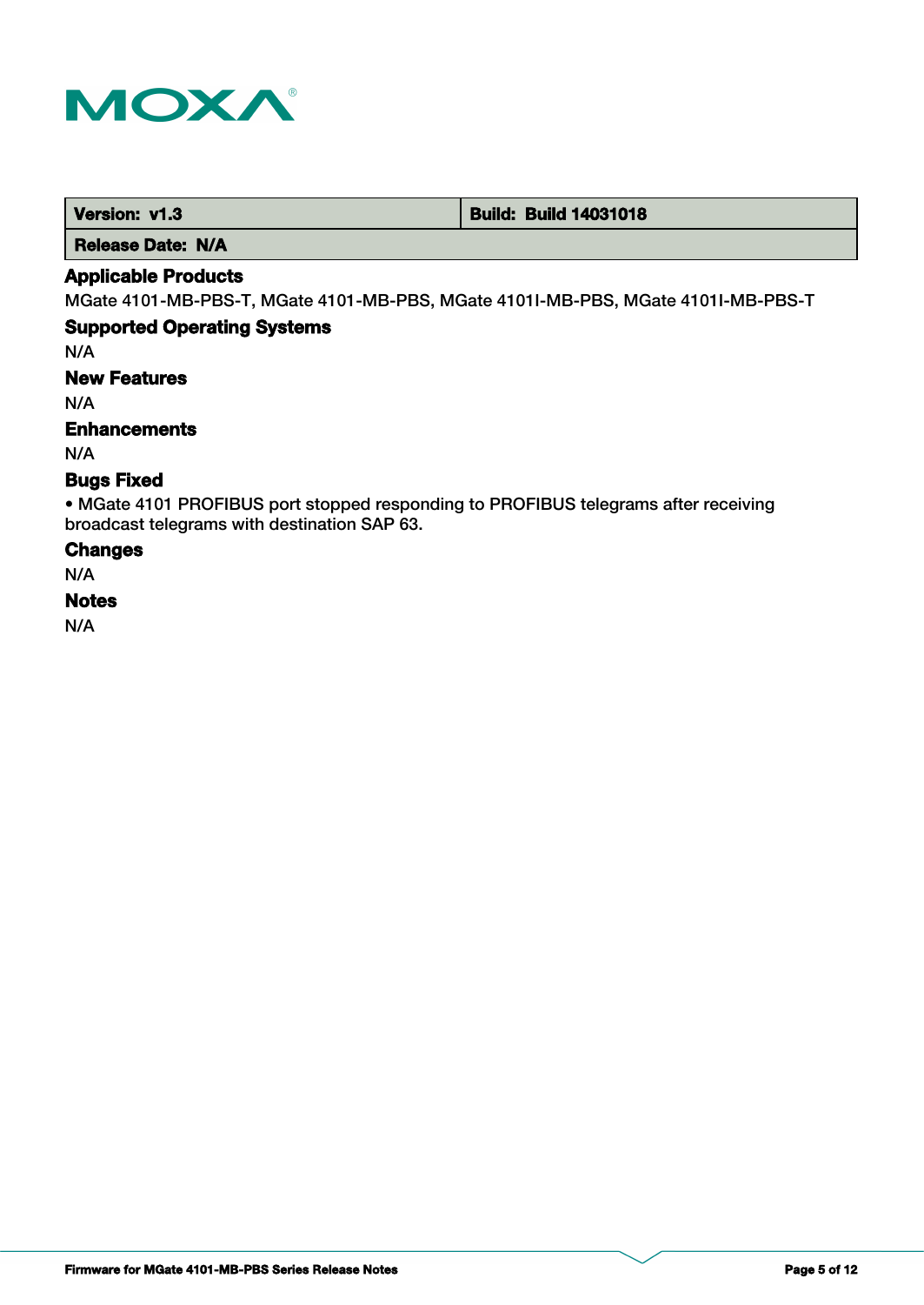| Version: v1.3 | Build: Build 14031018 |
| --- | --- |
| Release Date: N/A | |

## Applicable Products

MGate 4101-MB-PBS-T, MGate 4101-MB-PBS, MGate 4101I-MB-PBS, MGate 4101I-MB-PBS-T

## Supported Operating Systems

N/A

## New Features

N/A

## Enhancements

N/A

## Bugs Fixed

- MGate 4101 PROFIBUS port stopped responding to PROFIBUS telegrams after receiving broadcast telegrams with destination SAP 63.

## Changes

N/A

## Notes

N/A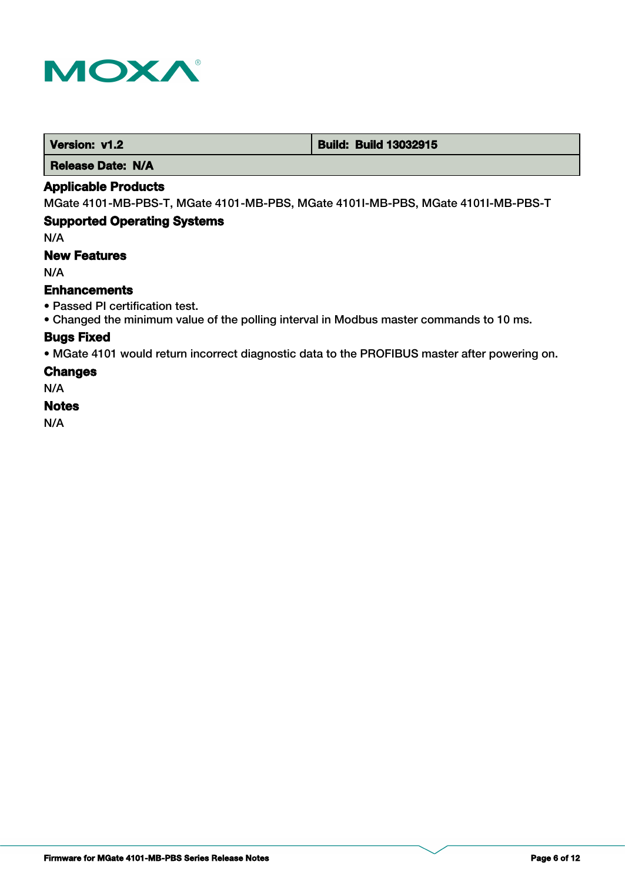| Version: v1.2 | Build: Build 13032915 |
| --- | --- |
| Release Date: N/A | |

### Applicable Products

MGate 4101-MB-PBS-T, MGate 4101-MB-PBS, MGate 4101I-MB-PBS, MGate 4101I-MB-PBS-T

### Supported Operating Systems

N/A

### New Features

N/A

### Enhancements

- Passed PI certification test.
- Changed the minimum value of the polling interval in Modbus master commands to 10 ms.

### Bugs Fixed

- MGate 4101 would return incorrect diagnostic data to the PROFIBUS master after powering on.

### Changes

N/A

### Notes

N/A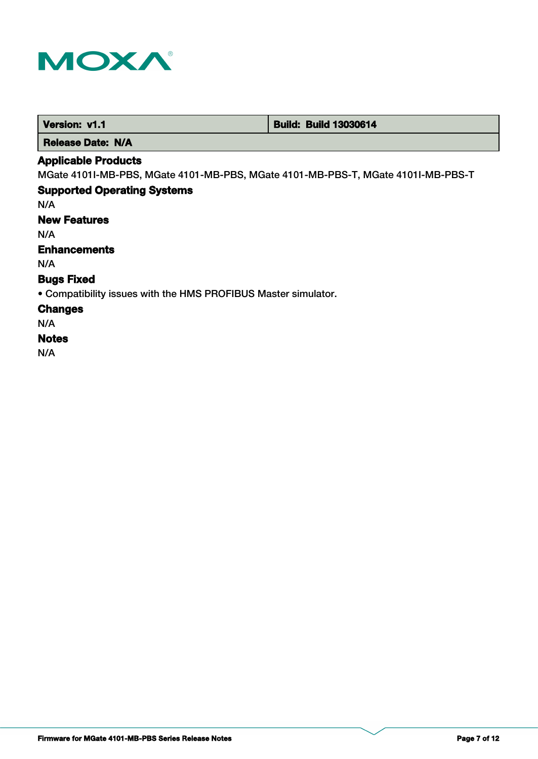| Version: v1.1 | Build: Build 13030614 |
| --- | --- |
| Release Date: N/A | |

### Applicable Products

MGate 4101I-MB-PBS, MGate 4101-MB-PBS, MGate 4101-MB-PBS-T, MGate 4101I-MB-PBS-T

### Supported Operating Systems

N/A

### New Features

N/A

### Enhancements

N/A

### Bugs Fixed

• Compatibility issues with the HMS PROFIBUS Master simulator.

### Changes

N/A

### Notes

N/A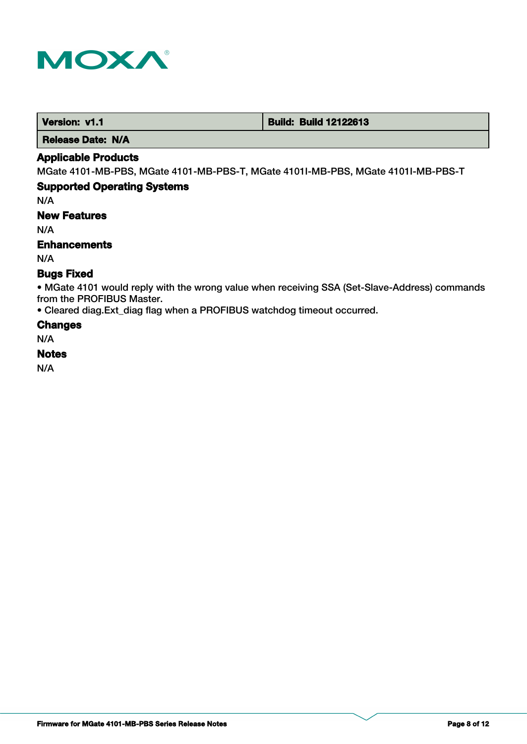| Version: v1.1 | Build: Build 12122613 |
| --- | --- |
| Release Date: N/A | |

### Applicable Products

MGate 4101-MB-PBS, MGate 4101-MB-PBS-T, MGate 4101I-MB-PBS, MGate 4101I-MB-PBS-T

### Supported Operating Systems

N/A

### New Features

N/A

### Enhancements

N/A

### Bugs Fixed

- MGate 4101 would reply with the wrong value when receiving SSA (Set-Slave-Address) commands from the PROFIBUS Master.
- Cleared diag.Ext_diag flag when a PROFIBUS watchdog timeout occurred.

### Changes

N/A

### Notes

N/A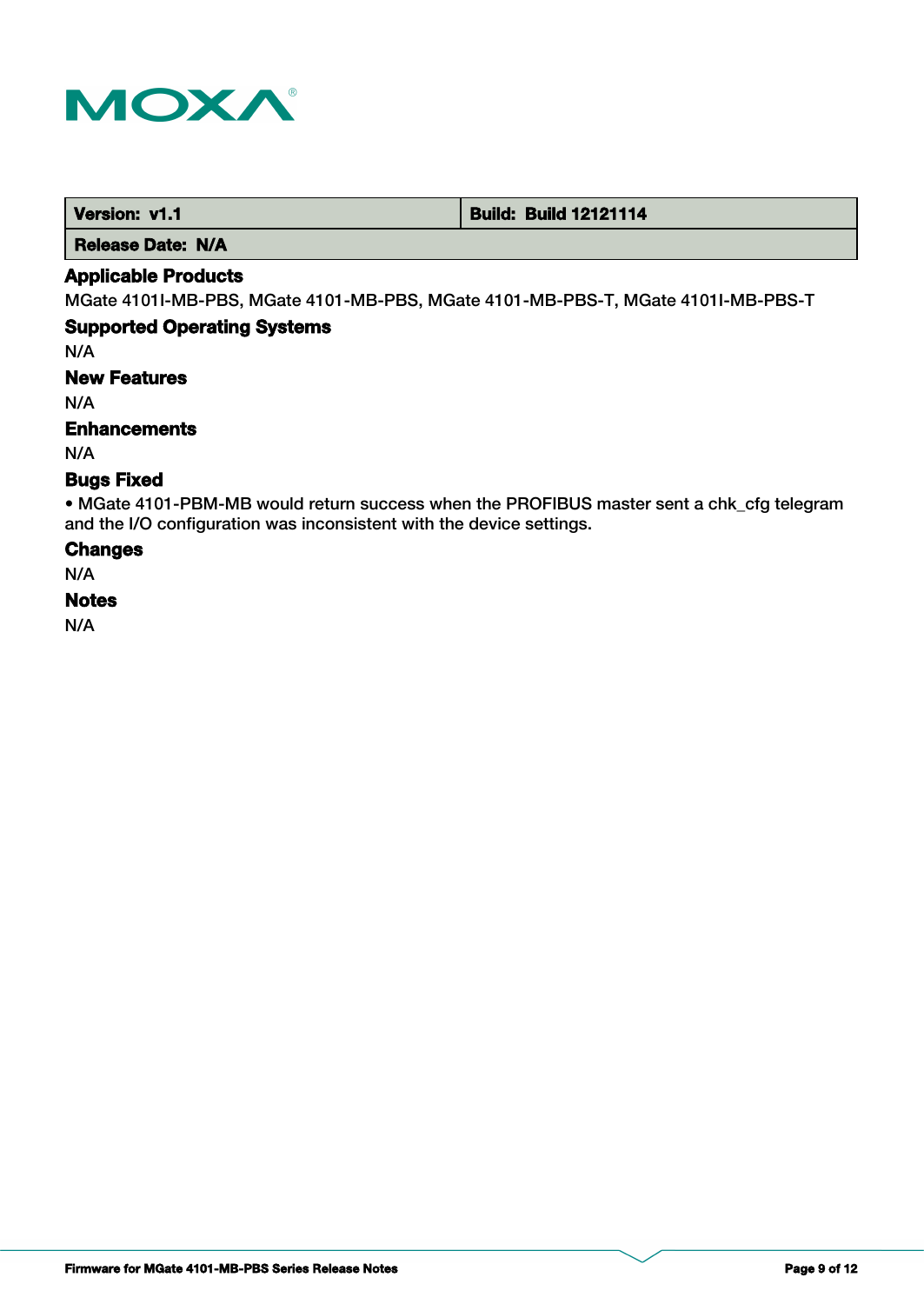| Version: v1.1 | Build: Build 12121114 |
| --- | --- |
| Release Date: N/A | |

### Applicable Products

MGate 4101I-MB-PBS, MGate 4101-MB-PBS, MGate 4101-MB-PBS-T, MGate 4101I-MB-PBS-T

### Supported Operating Systems

N/A

### New Features

N/A

### Enhancements

N/A

### Bugs Fixed

• MGate 4101-PBM-MB would return success when the PROFIBUS master sent a chk_cfg telegram and the I/O configuration was inconsistent with the device settings.

### Changes

N/A

### Notes

N/A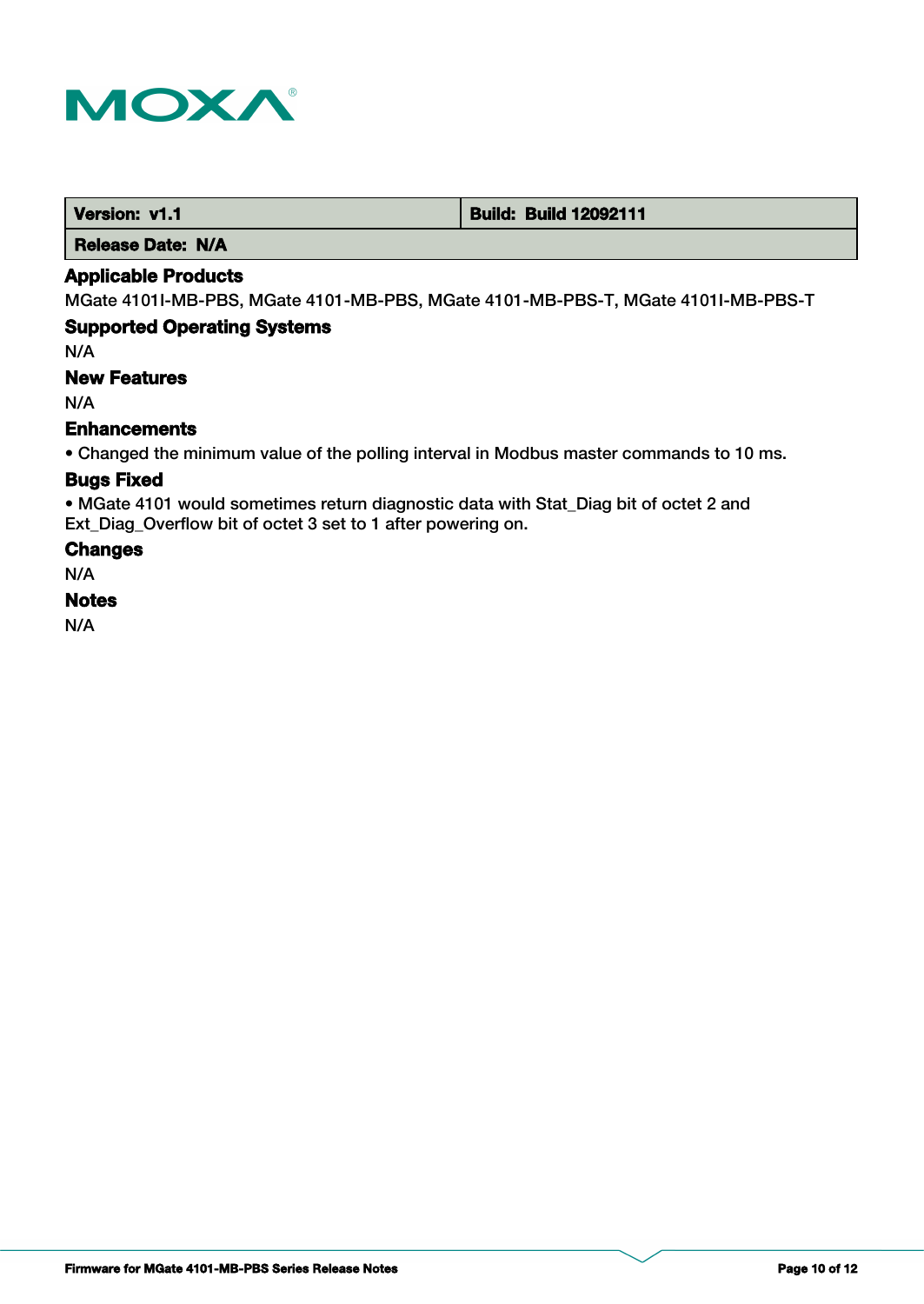| Version: v1.1 | Build: Build 12092111 |
| --- | --- |
| Release Date: N/A | |

### Applicable Products

MGate 4101I-MB-PBS, MGate 4101-MB-PBS, MGate 4101-MB-PBS-T, MGate 4101I-MB-PBS-T

### Supported Operating Systems

N/A

### New Features

N/A

### Enhancements

• Changed the minimum value of the polling interval in Modbus master commands to 10 ms.

### Bugs Fixed

• MGate 4101 would sometimes return diagnostic data with Stat_Diag bit of octet 2 and Ext_Diag_Overflow bit of octet 3 set to 1 after powering on.

### Changes

N/A

### Notes

N/A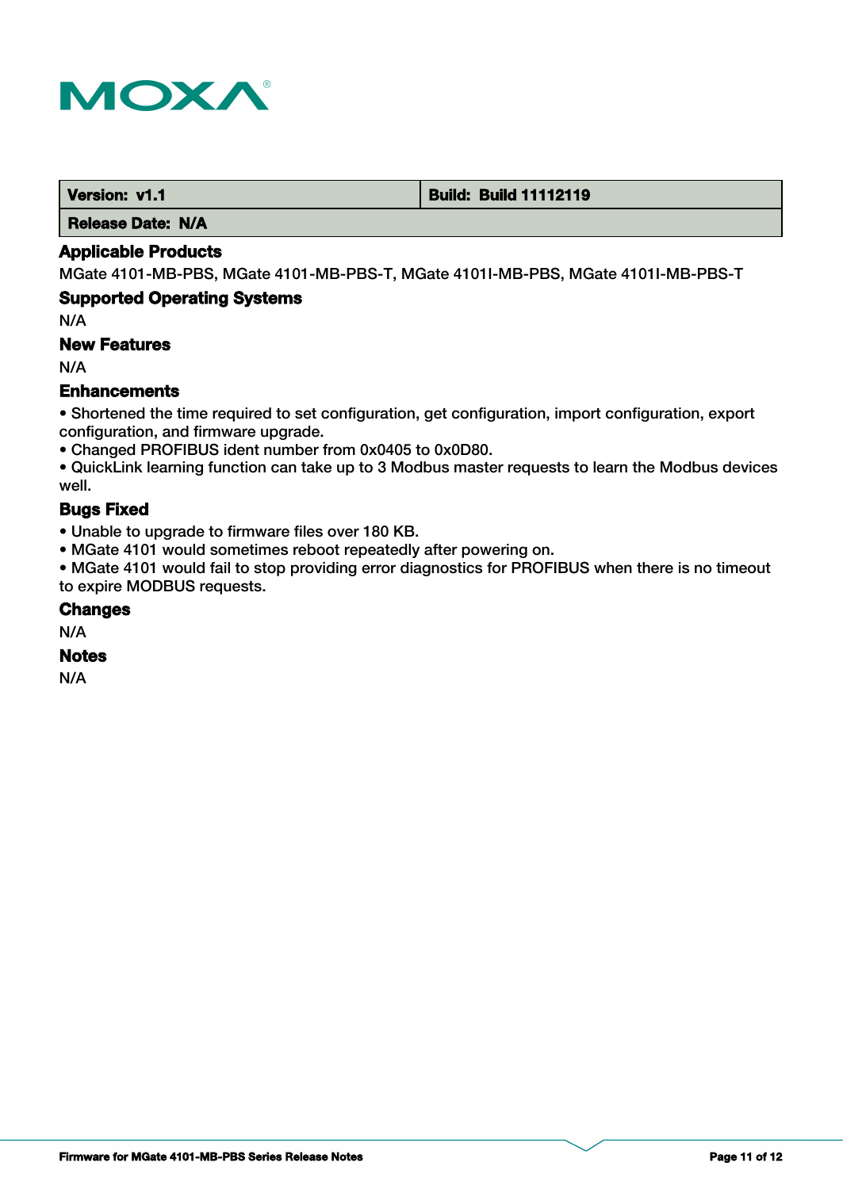| Version: v1.1 | Build: Build 11112119 |
| --- | --- |
| Release Date: N/A | |

### Applicable Products

MGate 4101-MB-PBS, MGate 4101-MB-PBS-T, MGate 4101I-MB-PBS, MGate 4101I-MB-PBS-T

### Supported Operating Systems

N/A

### New Features

N/A

### Enhancements

• Shortened the time required to set configuration, get configuration, import configuration, export configuration, and firmware upgrade.
• Changed PROFIBUS ident number from 0x0405 to 0x0D80.
• QuickLink learning function can take up to 3 Modbus master requests to learn the Modbus devices well.

### Bugs Fixed

• Unable to upgrade to firmware files over 180 KB.
• MGate 4101 would sometimes reboot repeatedly after powering on.
• MGate 4101 would fail to stop providing error diagnostics for PROFIBUS when there is no timeout to expire MODBUS requests.

### Changes

N/A

### Notes

N/A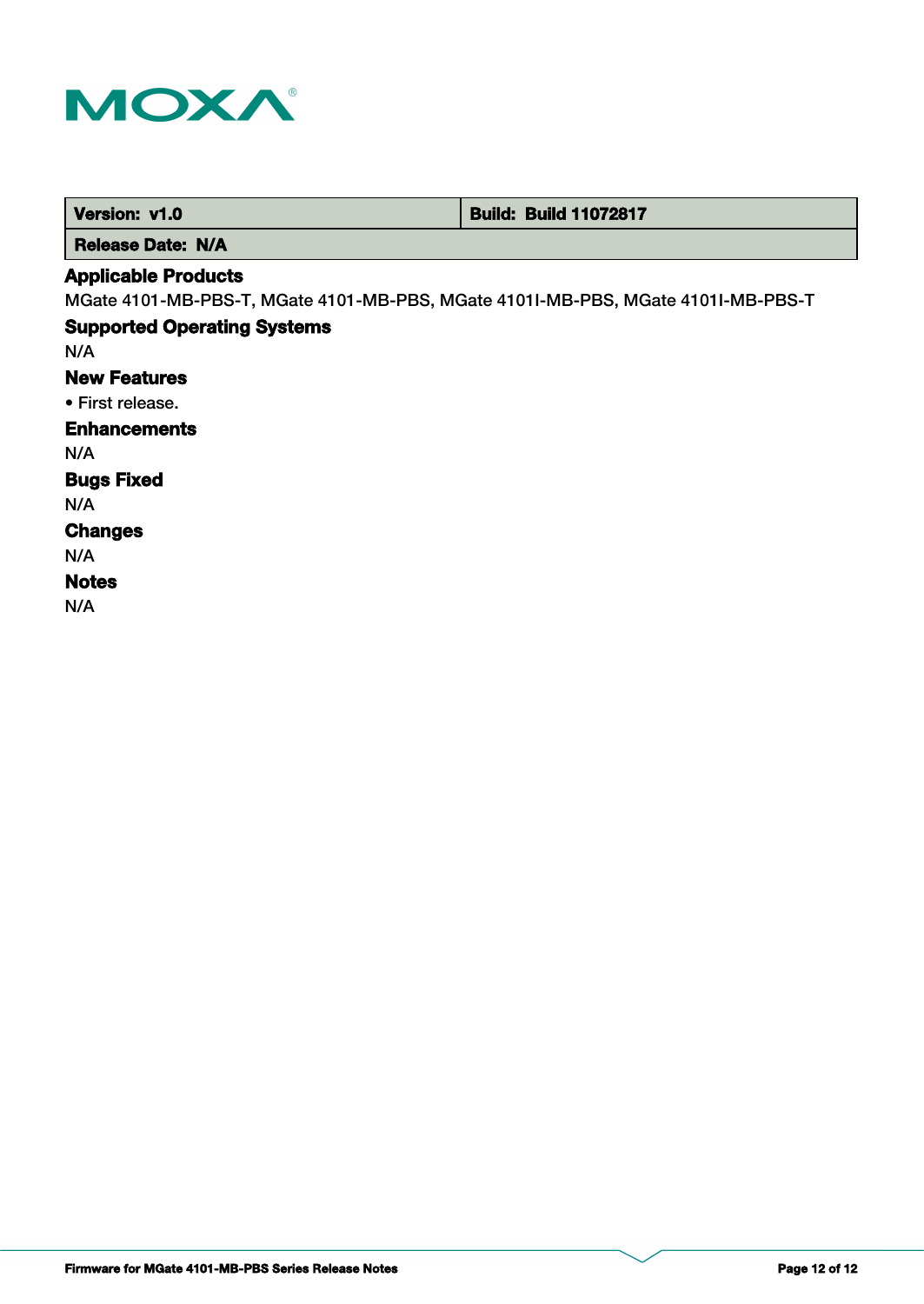| Version: v1.0 | Build: Build 11072817 |
| --- | --- |
| Release Date: N/A | |

### Applicable Products

MGate 4101-MB-PBS-T, MGate 4101-MB-PBS, MGate 4101I-MB-PBS, MGate 4101I-MB-PBS-T

### Supported Operating Systems

N/A

### New Features

- First release.

### Enhancements

N/A

### Bugs Fixed

N/A

### Changes

N/A

### Notes

N/A